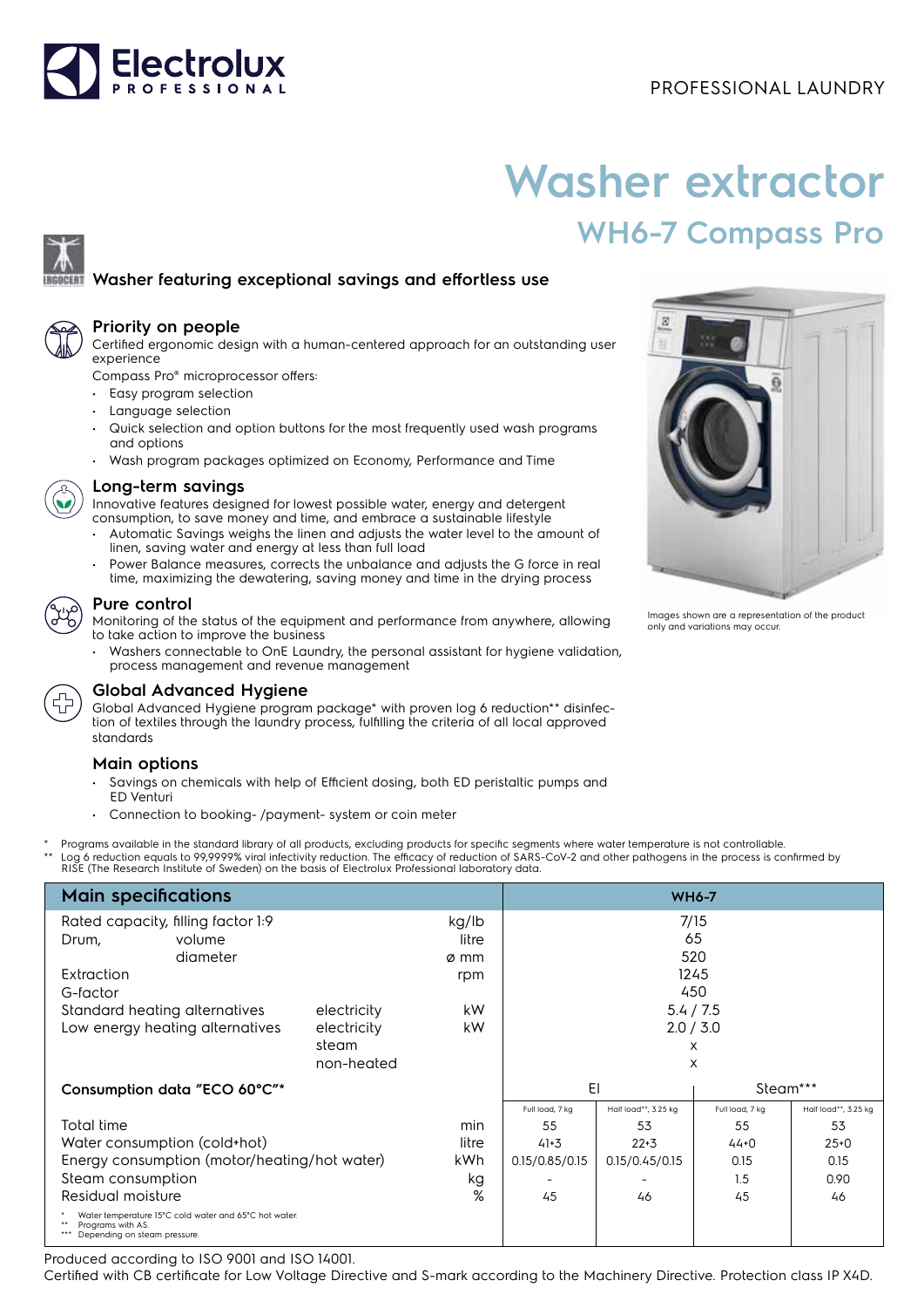PROFESSIONAL LAUNDRY

# Washer extractor

## WH6-7 Compass Pro

### Washer featuring exceptional savings and effortless use

### Priority on people

Certified ergonomic design with a human-centered approach for an outstanding user experience

Compass Pro® microprocessor offers:

- Easy program selection
- Language selection
- Quick selection and option buttons for the most frequently used wash programs and options
- Wash program packages optimized on Economy, Performance and Time

### Long-term savings

Innovative features designed for lowest possible water, energy and detergent consumption, to save money and time, and embrace a sustainable lifestyle

- Automatic Savings weighs the linen and adjusts the water level to the amount of linen, saving water and energy at less than full load
- Power Balance measures, corrects the unbalance and adjusts the G force in real time, maximizing the dewatering, saving money and time in the drying process

### Pure control

Monitoring of the status of the equipment and performance from anywhere, allowing to take action to improve the business

- Washers connectable to OnE Laundry, the personal assistant for hygiene validation, process management and revenue management

### Global Advanced Hygiene

Global Advanced Hygiene program package* with proven log 6 reduction** disinfection of textiles through the laundry process, fulfilling the criteria of all local approved standards

### Main options

- Savings on chemicals with help of Efficient dosing, both ED peristaltic pumps and ED Venturi
- Connection to booking- /payment- system or coin meter

Images shown are a representation of the product only and variations may occur.

\* Programs available in the standard library of all products, excluding products for specific segments where water temperature is not controllable.
\*\* Log 6 reduction equals to 99,9999% viral infectivity reduction. The efficacy of reduction of SARS-CoV-2 and other pathogens in the process is confirmed by RISE (The Research Institute of Sweden) on the basis of Electrolux Professional laboratory data.

| Main specifications | | | WH6-7 | | | |
|---|---|---|---|---|---|---|
| Rated capacity, filling factor 1:9 | | kg/lb | 7/15 | | | |
| Drum, volume | | litre | 65 | | | |
| Drum, diameter | | ø mm | 520 | | | |
| Extraction | | rpm | 1245 | | | |
| G-factor | | | 450 | | | |
| Standard heating alternatives | electricity | kW | 5.4 / 7.5 | | | |
| Low energy heating alternatives | electricity | kW | 2.0 / 3.0 | | | |
| | steam | | x | | | |
| | non-heated | | x | | | |
| **Consumption data "ECO 60°C"\*** | | | El | | Steam\*\*\* | |
| | | | Full load, 7 kg | Half load\*\*, 3.25 kg | Full load, 7 kg | Half load\*\*, 3.25 kg |
| Total time | | min | 55 | 53 | 55 | 53 |
| Water consumption (cold+hot) | | litre | 41+3 | 22+3 | 44+0 | 25+0 |
| Energy consumption (motor/heating/hot water) | | kWh | 0.15/0.85/0.15 | 0.15/0.45/0.15 | 0.15 | 0.15 |
| Steam consumption | | kg | - | - | 1.5 | 0.90 |
| Residual moisture | | % | 45 | 46 | 45 | 46 |

\* Water temperature 15°C cold water and 65°C hot water.
\*\* Programs with AS.
\*\*\* Depending on steam pressure.

Produced according to ISO 9001 and ISO 14001.
Certified with CB certificate for Low Voltage Directive and S-mark according to the Machinery Directive. Protection class IP X4D.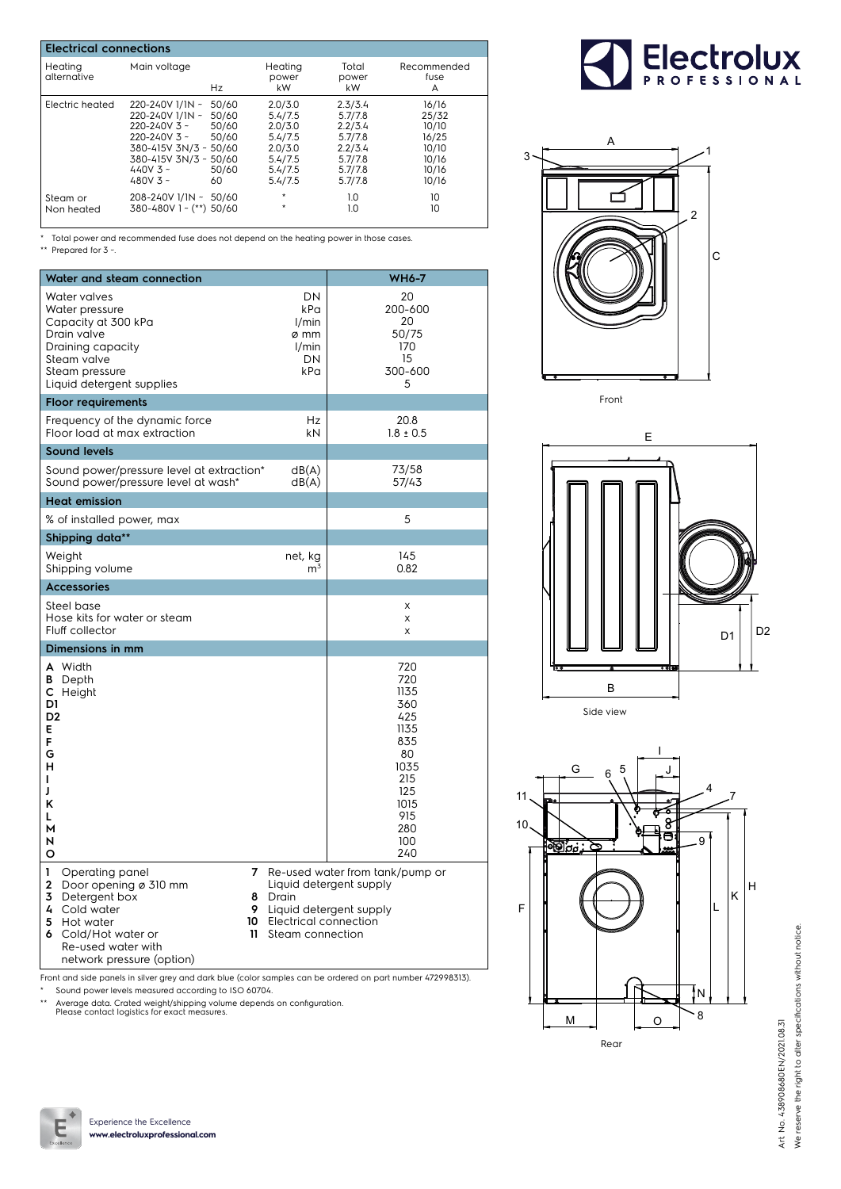## Electrical connections

| Heating alternative | Main voltage | Hz | Heating power kW | Total power kW | Recommended fuse A |
|---|---|---|---|---|---|
| Electric heated | 220-240V 1/1N ~ | 50/60 | 2.0/3.0 | 2.3/3.4 | 16/16 |
| | 220-240V 1/1N ~ | 50/60 | 5.4/7.5 | 5.7/7.8 | 25/32 |
| | 220-240V 3 ~ | 50/60 | 2.0/3.0 | 2.2/3.4 | 10/10 |
| | 220-240V 3 ~ | 50/60 | 5.4/7.5 | 5.7/7.8 | 16/25 |
| | 380-415V 3N/3 ~ | 50/60 | 2.0/3.0 | 2.2/3.4 | 10/10 |
| | 380-415V 3N/3 ~ | 50/60 | 5.4/7.5 | 5.7/7.8 | 10/16 |
| | 440V 3 ~ | 50/60 | 5.4/7.5 | 5.7/7.8 | 10/16 |
| | 480V 3 ~ | 60 | 5.4/7.5 | 5.7/7.8 | 10/16 |
| Steam or Non heated | 208-240V 1/1N ~ | 50/60 | * | 1.0 | 10 |
| | 380-480V 1 ~ (**) | 50/60 | * | 1.0 | 10 |

\* Total power and recommended fuse does not depend on the heating power in those cases.

\*\* Prepared for 3 ~.

| Water and steam connection | | WH6-7 |
|---|---|---|
| Water valves | DN | 20 |
| Water pressure | kPa | 200-600 |
| Capacity at 300 kPa | l/min | 20 |
| Drain valve | ø mm | 50/75 |
| Draining capacity | l/min | 170 |
| Steam valve | DN | 15 |
| Steam pressure | kPa | 300-600 |
| Liquid detergent supplies | | 5 |
| **Floor requirements** | | |
| Frequency of the dynamic force | Hz | 20.8 |
| Floor load at max extraction | kN | 1.8 ± 0.5 |
| **Sound levels** | | |
| Sound power/pressure level at extraction* | dB(A) | 73/58 |
| Sound power/pressure level at wash* | dB(A) | 57/43 |
| **Heat emission** | | |
| % of installed power, max | | 5 |
| **Shipping data**** | | |
| Weight | net, kg | 145 |
| Shipping volume | $m^3$ | 0.82 |
| **Accessories** | | |
| Steel base | | x |
| Hose kits for water or steam | | x |
| Fluff collector | | x |
| **Dimensions in mm** | | |
| A Width | | 720 |
| B Depth | | 720 |
| C Height | | 1135 |
| D1 | | 360 |
| D2 | | 425 |
| E | | 1135 |
| F | | 835 |
| G | | 80 |
| H | | 1035 |
| I | | 215 |
| J | | 125 |
| K | | 1015 |
| L | | 915 |
| M | | 280 |
| N | | 100 |
| O | | 240 |

1. Operating panel
2. Door opening ø 310 mm
3. Detergent box
4. Cold water
5. Hot water
6. Cold/Hot water or Re-used water with network pressure (option)
7. Re-used water from tank/pump or Liquid detergent supply
8. Drain
9. Liquid detergent supply
10. Electrical connection
11. Steam connection

Front and side panels in silver grey and dark blue (color samples can be ordered on part number 472998313).

\* Sound power levels measured according to ISO 60704.

\*\* Average data. Crated weight/shipping volume depends on configuration. Please contact logistics for exact measures.

Electrolux PROFESSIONAL

A
3
1
2
C
Front

E
D1
D2
B
Side view

I
G
6
5
J
4
7
11
10
9
H
K
L
F
N
8
M
O
Rear

Experience the Excellence
www.electroluxprofessional.com

Art. No. 438908680EN/2021.08.31
We reserve the right to alter specifications without notice.